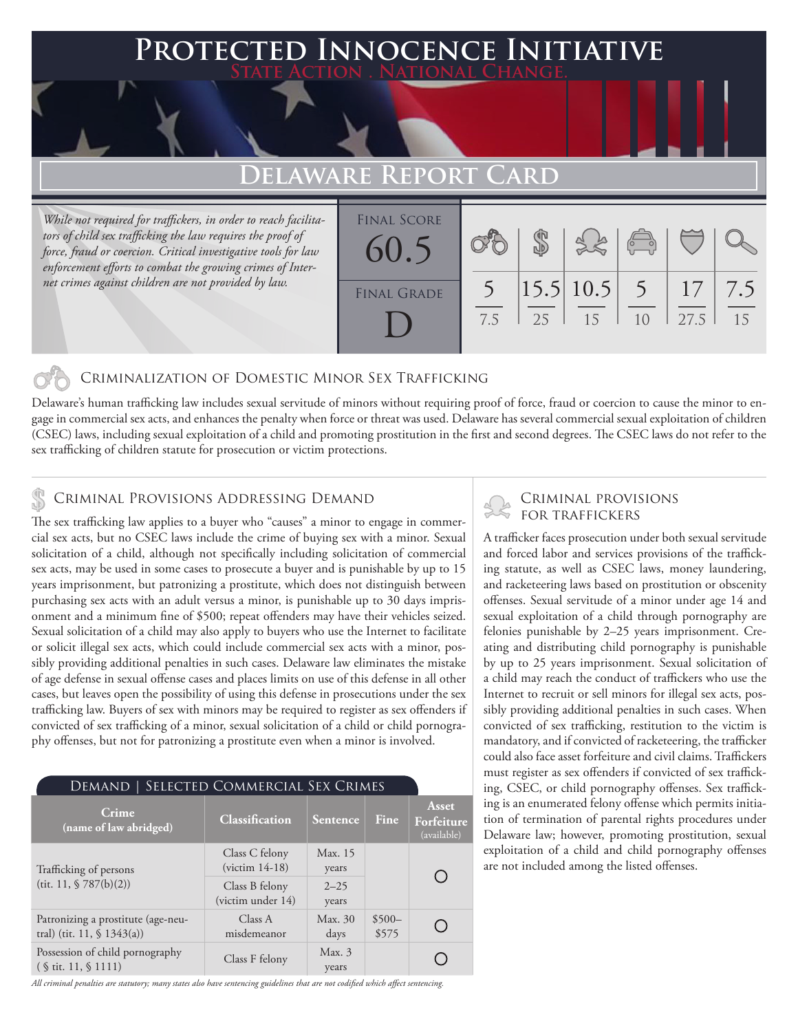# Protected Innocence Initiative

State Action . National Change.

## Delaware Report Card

*While not required for traffickers, in order to reach facilitators of child sex trafficking the law requires the proof of force, fraud or coercion. Critical investigative tools for law enforcement efforts to combat the growing crimes of Internet crimes against children are not provided by law.*

| Final Score | Final Grade |
|---|---|
| 60.5 | D |

| Criminalization of Domestic Minor Sex Trafficking | Criminal Provisions Addressing Demand | Criminal Provisions for Traffickers | Criminal Provisions for Facilitators | Protective Provisions for the Child Victims | Criminal Justice Tools for Investigation and Prosecutions |
|---|---|---|---|---|---|
| 5 / 7.5 | 15.5 / 25 | 10.5 / 15 | 5 / 10 | 17 / 27.5 | 7.5 / 15 |

### Criminalization of Domestic Minor Sex Trafficking

Delaware's human trafficking law includes sexual servitude of minors without requiring proof of force, fraud or coercion to cause the minor to engage in commercial sex acts, and enhances the penalty when force or threat was used. Delaware has several commercial sexual exploitation of children (CSEC) laws, including sexual exploitation of a child and promoting prostitution in the first and second degrees. The CSEC laws do not refer to the sex trafficking of children statute for prosecution or victim protections.

### Criminal Provisions Addressing Demand

The sex trafficking law applies to a buyer who "causes" a minor to engage in commercial sex acts, but no CSEC laws include the crime of buying sex with a minor. Sexual solicitation of a child, although not specifically including solicitation of commercial sex acts, may be used in some cases to prosecute a buyer and is punishable by up to 15 years imprisonment, but patronizing a prostitute, which does not distinguish between purchasing sex acts with an adult versus a minor, is punishable up to 30 days imprisonment and a minimum fine of $500; repeat offenders may have their vehicles seized. Sexual solicitation of a child may also apply to buyers who use the Internet to facilitate or solicit illegal sex acts, which could include commercial sex acts with a minor, possibly providing additional penalties in such cases. Delaware law eliminates the mistake of age defense in sexual offense cases and places limits on use of this defense in all other cases, but leaves open the possibility of using this defense in prosecutions under the sex trafficking law. Buyers of sex with minors may be required to register as sex offenders if convicted of sex trafficking of a minor, sexual solicitation of a child or child pornography offenses, but not for patronizing a prostitute even when a minor is involved.

**Demand | Selected Commercial Sex Crimes**

| Crime (name of law abridged) | Classification | Sentence | Fine | Asset Forfeiture (available) |
|---|---|---|---|---|
| Trafficking of persons (tit. 11, § 787(b)(2)) | Class C felony (victim 14-18) | Max. 15 years | | ○ |
| | Class B felony (victim under 14) | 2–25 years | | |
| Patronizing a prostitute (age-neutral) (tit. 11, § 1343(a)) | Class A misdemeanor | Max. 30 days | $500–$575 | ○ |
| Possession of child pornography (§ tit. 11, § 1111) | Class F felony | Max. 3 years | | ○ |

*All criminal penalties are statutory; many states also have sentencing guidelines that are not codified which affect sentencing.*

### Criminal Provisions for Traffickers

A trafficker faces prosecution under both sexual servitude and forced labor and services provisions of the trafficking statute, as well as CSEC laws, money laundering, and racketeering laws based on prostitution or obscenity offenses. Sexual servitude of a minor under age 14 and sexual exploitation of a child through pornography are felonies punishable by 2–25 years imprisonment. Creating and distributing child pornography is punishable by up to 25 years imprisonment. Sexual solicitation of a child may reach the conduct of traffickers who use the Internet to recruit or sell minors for illegal sex acts, possibly providing additional penalties in such cases. When convicted of sex trafficking, restitution to the victim is mandatory, and if convicted of racketeering, the trafficker could also face asset forfeiture and civil claims. Traffickers must register as sex offenders if convicted of sex trafficking, CSEC, or child pornography offenses. Sex trafficking is an enumerated felony offense which permits initiation of termination of parental rights procedures under Delaware law; however, promoting prostitution, sexual exploitation of a child and child pornography offenses are not included among the listed offenses.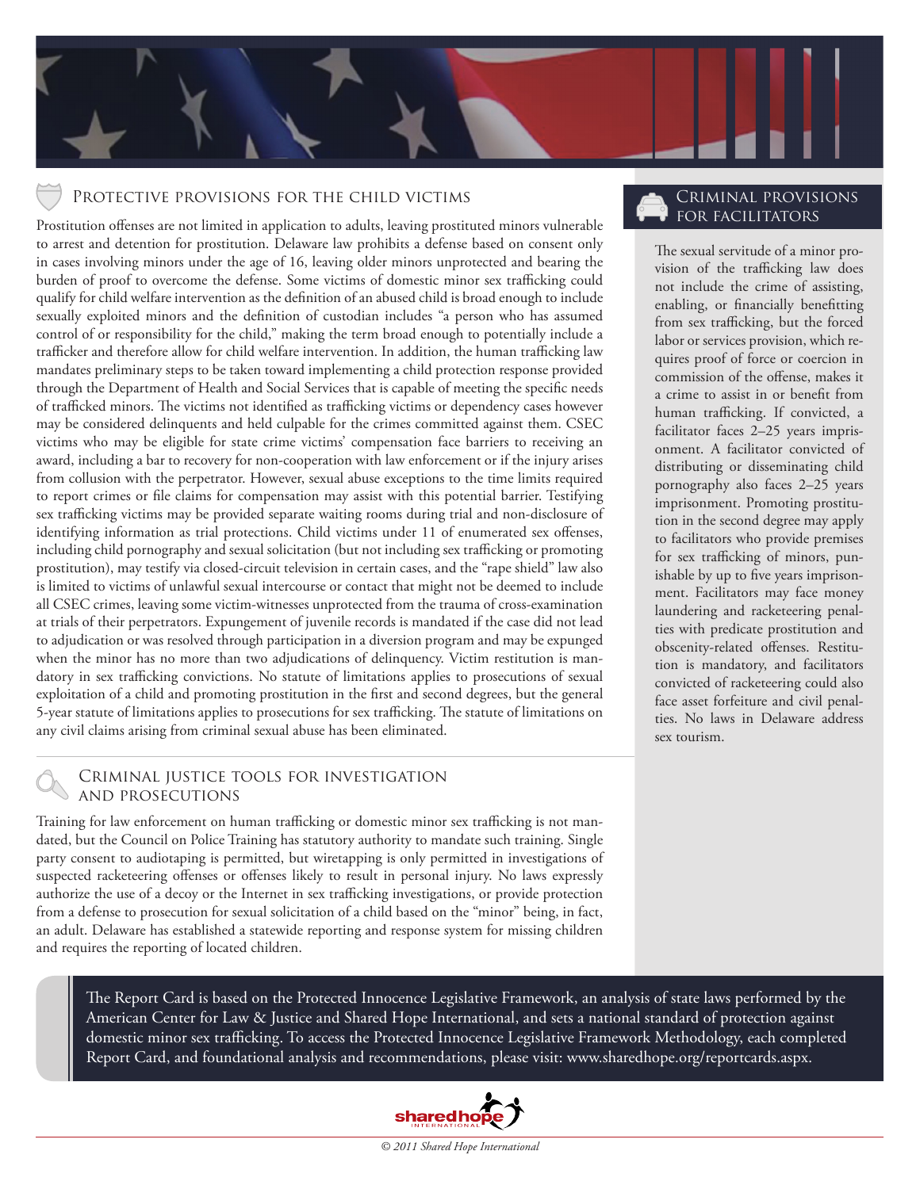## Protective provisions for the child victims

Prostitution offenses are not limited in application to adults, leaving prostituted minors vulnerable to arrest and detention for prostitution. Delaware law prohibits a defense based on consent only in cases involving minors under the age of 16, leaving older minors unprotected and bearing the burden of proof to overcome the defense. Some victims of domestic minor sex trafficking could qualify for child welfare intervention as the definition of an abused child is broad enough to include sexually exploited minors and the definition of custodian includes "a person who has assumed control of or responsibility for the child," making the term broad enough to potentially include a trafficker and therefore allow for child welfare intervention. In addition, the human trafficking law mandates preliminary steps to be taken toward implementing a child protection response provided through the Department of Health and Social Services that is capable of meeting the specific needs of trafficked minors. The victims not identified as trafficking victims or dependency cases however may be considered delinquents and held culpable for the crimes committed against them. CSEC victims who may be eligible for state crime victims' compensation face barriers to receiving an award, including a bar to recovery for non-cooperation with law enforcement or if the injury arises from collusion with the perpetrator. However, sexual abuse exceptions to the time limits required to report crimes or file claims for compensation may assist with this potential barrier. Testifying sex trafficking victims may be provided separate waiting rooms during trial and non-disclosure of identifying information as trial protections. Child victims under 11 of enumerated sex offenses, including child pornography and sexual solicitation (but not including sex trafficking or promoting prostitution), may testify via closed-circuit television in certain cases, and the "rape shield" law also is limited to victims of unlawful sexual intercourse or contact that might not be deemed to include all CSEC crimes, leaving some victim-witnesses unprotected from the trauma of cross-examination at trials of their perpetrators. Expungement of juvenile records is mandated if the case did not lead to adjudication or was resolved through participation in a diversion program and may be expunged when the minor has no more than two adjudications of delinquency. Victim restitution is mandatory in sex trafficking convictions. No statute of limitations applies to prosecutions of sexual exploitation of a child and promoting prostitution in the first and second degrees, but the general 5-year statute of limitations applies to prosecutions for sex trafficking. The statute of limitations on any civil claims arising from criminal sexual abuse has been eliminated.

## Criminal justice tools for investigation and prosecutions

Training for law enforcement on human trafficking or domestic minor sex trafficking is not mandated, but the Council on Police Training has statutory authority to mandate such training. Single party consent to audiotaping is permitted, but wiretapping is only permitted in investigations of suspected racketeering offenses or offenses likely to result in personal injury. No laws expressly authorize the use of a decoy or the Internet in sex trafficking investigations, or provide protection from a defense to prosecution for sexual solicitation of a child based on the "minor" being, in fact, an adult. Delaware has established a statewide reporting and response system for missing children and requires the reporting of located children.

## Criminal provisions for facilitators

The sexual servitude of a minor provision of the trafficking law does not include the crime of assisting, enabling, or financially benefitting from sex trafficking, but the forced labor or services provision, which requires proof of force or coercion in commission of the offense, makes it a crime to assist in or benefit from human trafficking. If convicted, a facilitator faces 2–25 years imprisonment. A facilitator convicted of distributing or disseminating child pornography also faces 2–25 years imprisonment. Promoting prostitution in the second degree may apply to facilitators who provide premises for sex trafficking of minors, punishable by up to five years imprisonment. Facilitators may face money laundering and racketeering penalties with predicate prostitution and obscenity-related offenses. Restitution is mandatory, and facilitators convicted of racketeering could also face asset forfeiture and civil penalties. No laws in Delaware address sex tourism.

The Report Card is based on the Protected Innocence Legislative Framework, an analysis of state laws performed by the American Center for Law & Justice and Shared Hope International, and sets a national standard of protection against domestic minor sex trafficking. To access the Protected Innocence Legislative Framework Methodology, each completed Report Card, and foundational analysis and recommendations, please visit: www.sharedhope.org/reportcards.aspx.

sharedhope INTERNATIONAL

*© 2011 Shared Hope International*